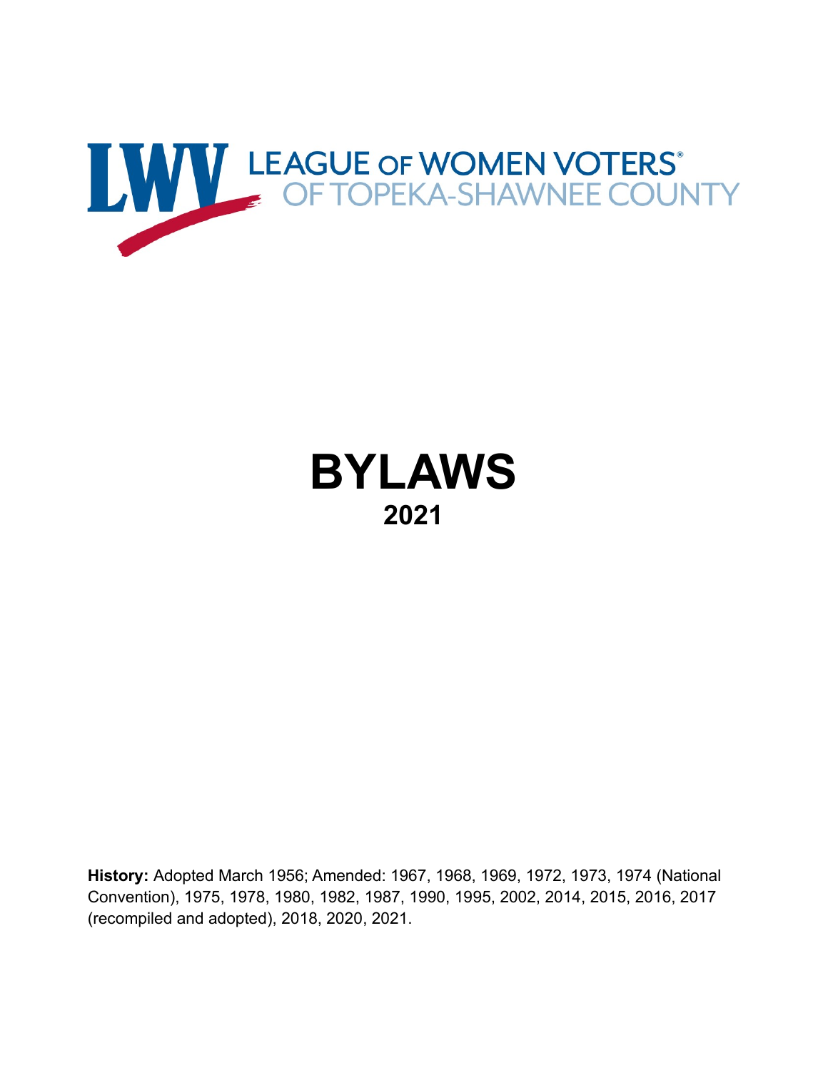LWV LEAGUE OF WOMEN VOTERS®
OF TOPEKA-SHAWNEE COUNTY

# BYLAWS

## 2021

**History:** Adopted March 1956; Amended: 1967, 1968, 1969, 1972, 1973, 1974 (National Convention), 1975, 1978, 1980, 1982, 1987, 1990, 1995, 2002, 2014, 2015, 2016, 2017 (recompiled and adopted), 2018, 2020, 2021.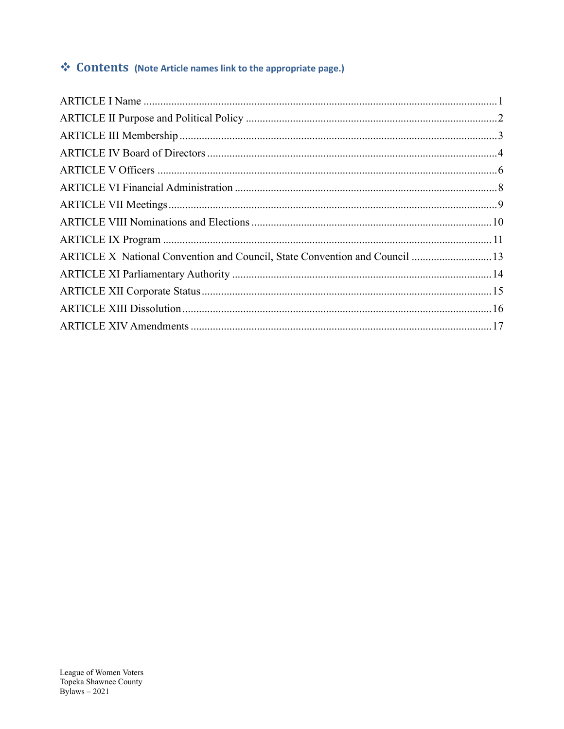## ❖ Contents (Note Article names link to the appropriate page.)

ARTICLE I Name ........................................................................................................................ 1
ARTICLE II Purpose and Political Policy ..................................................................................... 2
ARTICLE III Membership ............................................................................................................ 3
ARTICLE IV Board of Directors ................................................................................................... 4
ARTICLE V Officers ..................................................................................................................... 6
ARTICLE VI Financial Administration ......................................................................................... 8
ARTICLE VII Meetings ................................................................................................................. 9
ARTICLE VIII Nominations and Elections .................................................................................. 10
ARTICLE IX Program .................................................................................................................. 11
ARTICLE X National Convention and Council, State Convention and Council ........................... 13
ARTICLE XI Parliamentary Authority .......................................................................................... 14
ARTICLE XII Corporate Status .................................................................................................... 15
ARTICLE XIII Dissolution ........................................................................................................... 16
ARTICLE XIV Amendments ........................................................................................................ 17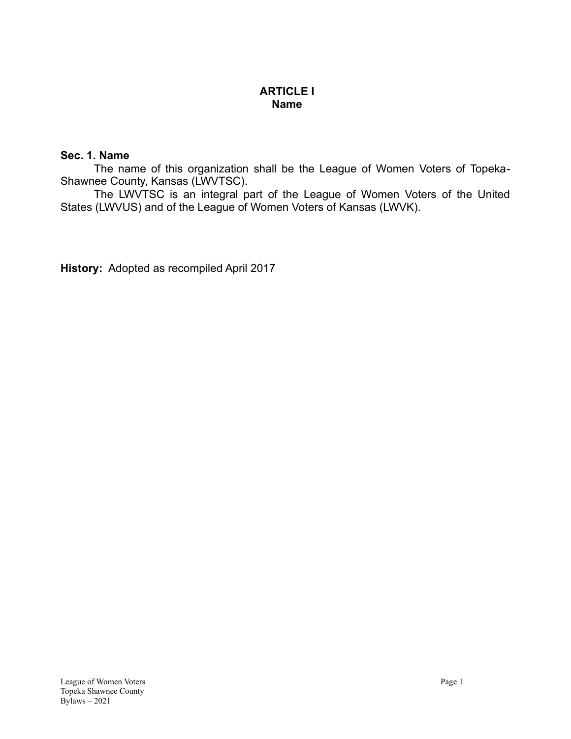# ARTICLE I
## Name

**Sec. 1. Name**

The name of this organization shall be the League of Women Voters of Topeka-Shawnee County, Kansas (LWVTSC).

The LWVTSC is an integral part of the League of Women Voters of the United States (LWVUS) and of the League of Women Voters of Kansas (LWVK).

**History:** Adopted as recompiled April 2017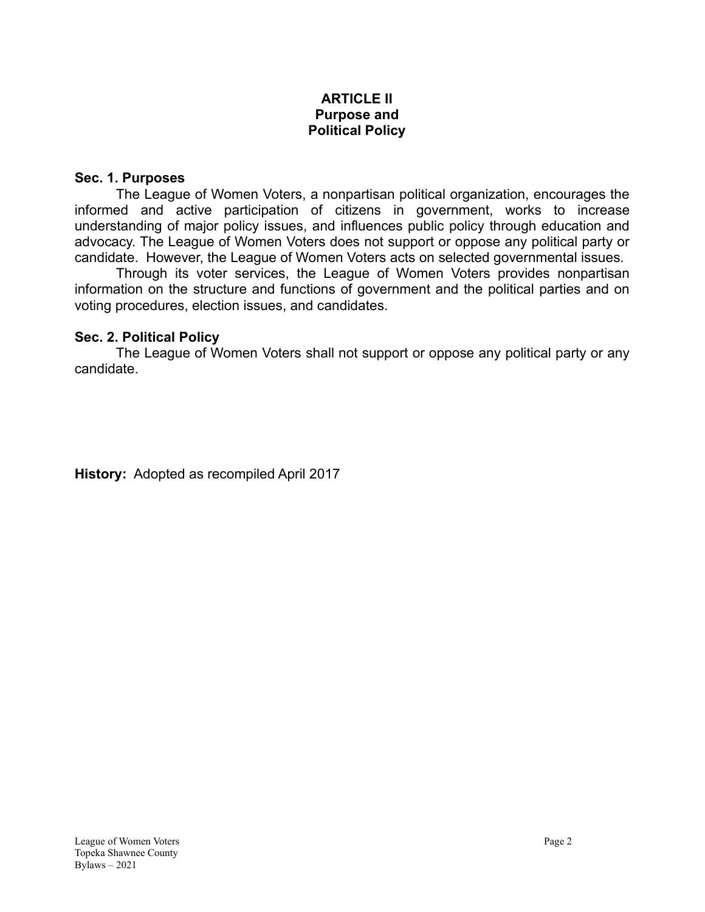# ARTICLE II
## Purpose and Political Policy

**Sec. 1. Purposes**

The League of Women Voters, a nonpartisan political organization, encourages the informed and active participation of citizens in government, works to increase understanding of major policy issues, and influences public policy through education and advocacy. The League of Women Voters does not support or oppose any political party or candidate. However, the League of Women Voters acts on selected governmental issues.

Through its voter services, the League of Women Voters provides nonpartisan information on the structure and functions of government and the political parties and on voting procedures, election issues, and candidates.

**Sec. 2. Political Policy**

The League of Women Voters shall not support or oppose any political party or any candidate.

**History:** Adopted as recompiled April 2017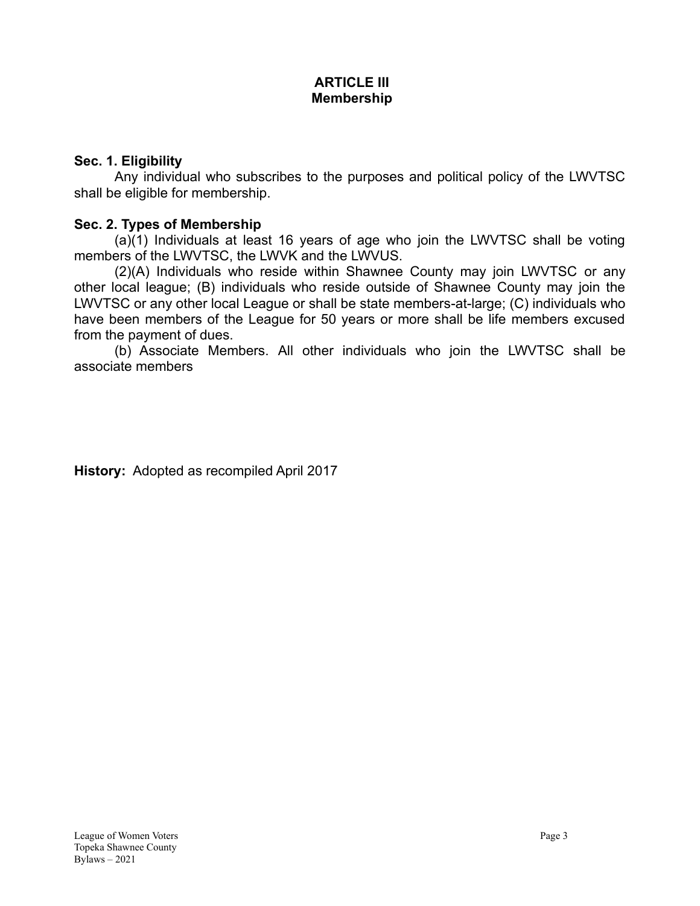## ARTICLE III
## Membership

**Sec. 1. Eligibility**

Any individual who subscribes to the purposes and political policy of the LWVTSC shall be eligible for membership.

**Sec. 2. Types of Membership**

(a)(1) Individuals at least 16 years of age who join the LWVTSC shall be voting members of the LWVTSC, the LWVK and the LWVUS.

(2)(A) Individuals who reside within Shawnee County may join LWVTSC or any other local league; (B) individuals who reside outside of Shawnee County may join the LWVTSC or any other local League or shall be state members-at-large; (C) individuals who have been members of the League for 50 years or more shall be life members excused from the payment of dues.

(b) Associate Members. All other individuals who join the LWVTSC shall be associate members

**History:** Adopted as recompiled April 2017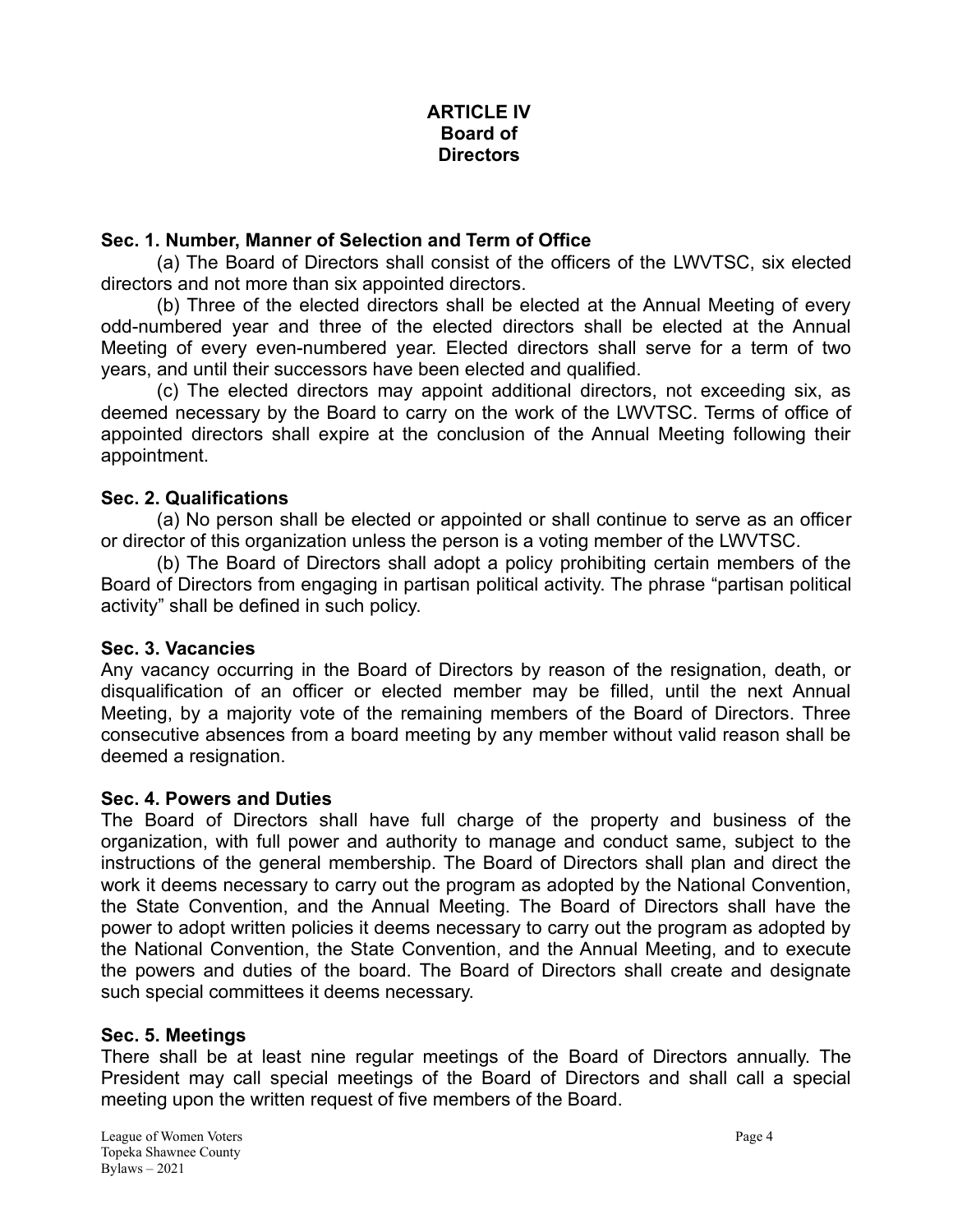# ARTICLE IV
## Board of Directors

**Sec. 1. Number, Manner of Selection and Term of Office**

(a) The Board of Directors shall consist of the officers of the LWVTSC, six elected directors and not more than six appointed directors.

(b) Three of the elected directors shall be elected at the Annual Meeting of every odd-numbered year and three of the elected directors shall be elected at the Annual Meeting of every even-numbered year. Elected directors shall serve for a term of two years, and until their successors have been elected and qualified.

(c) The elected directors may appoint additional directors, not exceeding six, as deemed necessary by the Board to carry on the work of the LWVTSC. Terms of office of appointed directors shall expire at the conclusion of the Annual Meeting following their appointment.

**Sec. 2. Qualifications**

(a) No person shall be elected or appointed or shall continue to serve as an officer or director of this organization unless the person is a voting member of the LWVTSC.

(b) The Board of Directors shall adopt a policy prohibiting certain members of the Board of Directors from engaging in partisan political activity. The phrase "partisan political activity" shall be defined in such policy.

**Sec. 3. Vacancies**

Any vacancy occurring in the Board of Directors by reason of the resignation, death, or disqualification of an officer or elected member may be filled, until the next Annual Meeting, by a majority vote of the remaining members of the Board of Directors. Three consecutive absences from a board meeting by any member without valid reason shall be deemed a resignation.

**Sec. 4. Powers and Duties**

The Board of Directors shall have full charge of the property and business of the organization, with full power and authority to manage and conduct same, subject to the instructions of the general membership. The Board of Directors shall plan and direct the work it deems necessary to carry out the program as adopted by the National Convention, the State Convention, and the Annual Meeting. The Board of Directors shall have the power to adopt written policies it deems necessary to carry out the program as adopted by the National Convention, the State Convention, and the Annual Meeting, and to execute the powers and duties of the board. The Board of Directors shall create and designate such special committees it deems necessary.

**Sec. 5. Meetings**

There shall be at least nine regular meetings of the Board of Directors annually. The President may call special meetings of the Board of Directors and shall call a special meeting upon the written request of five members of the Board.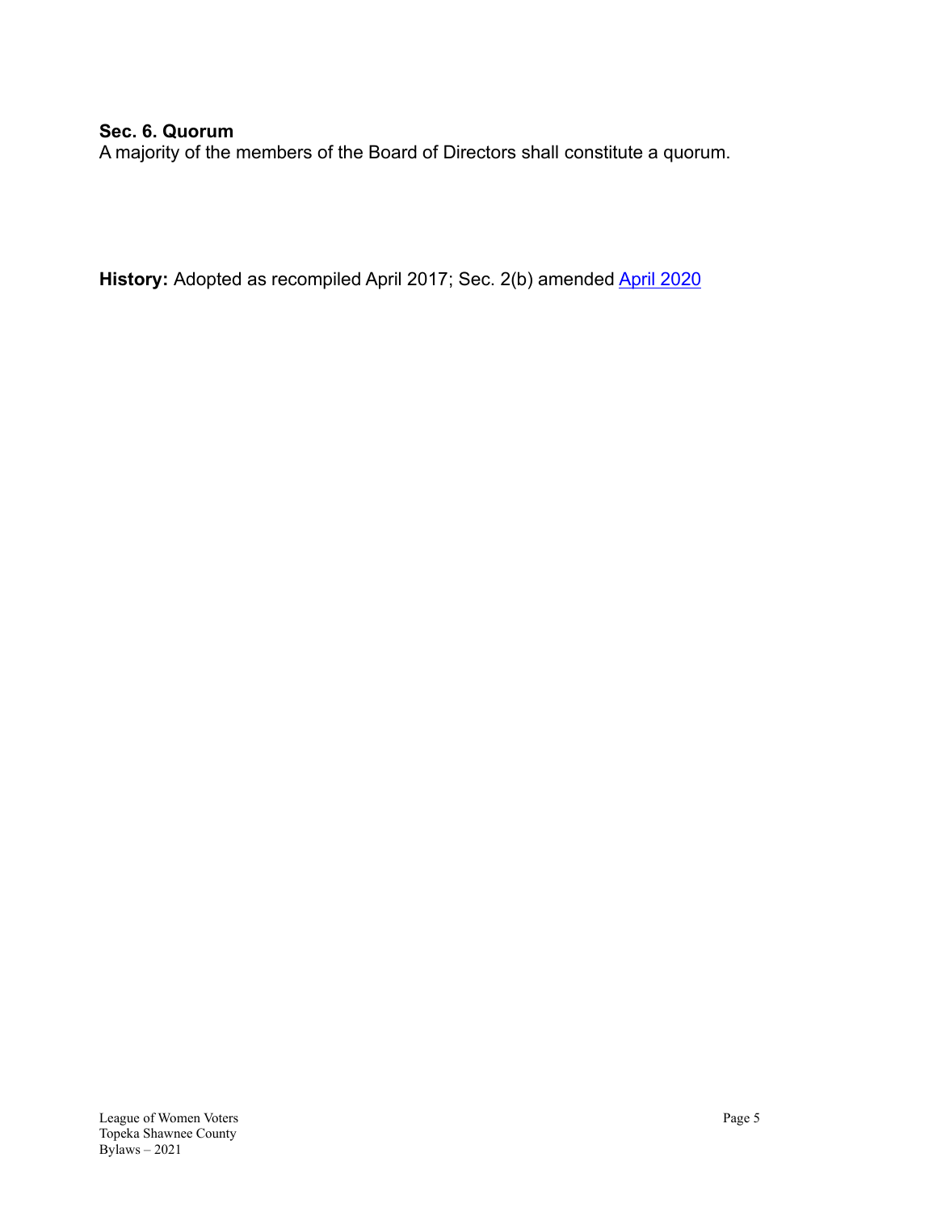### Sec. 6. Quorum

A majority of the members of the Board of Directors shall constitute a quorum.

**History:** Adopted as recompiled April 2017; Sec. 2(b) amended April 2020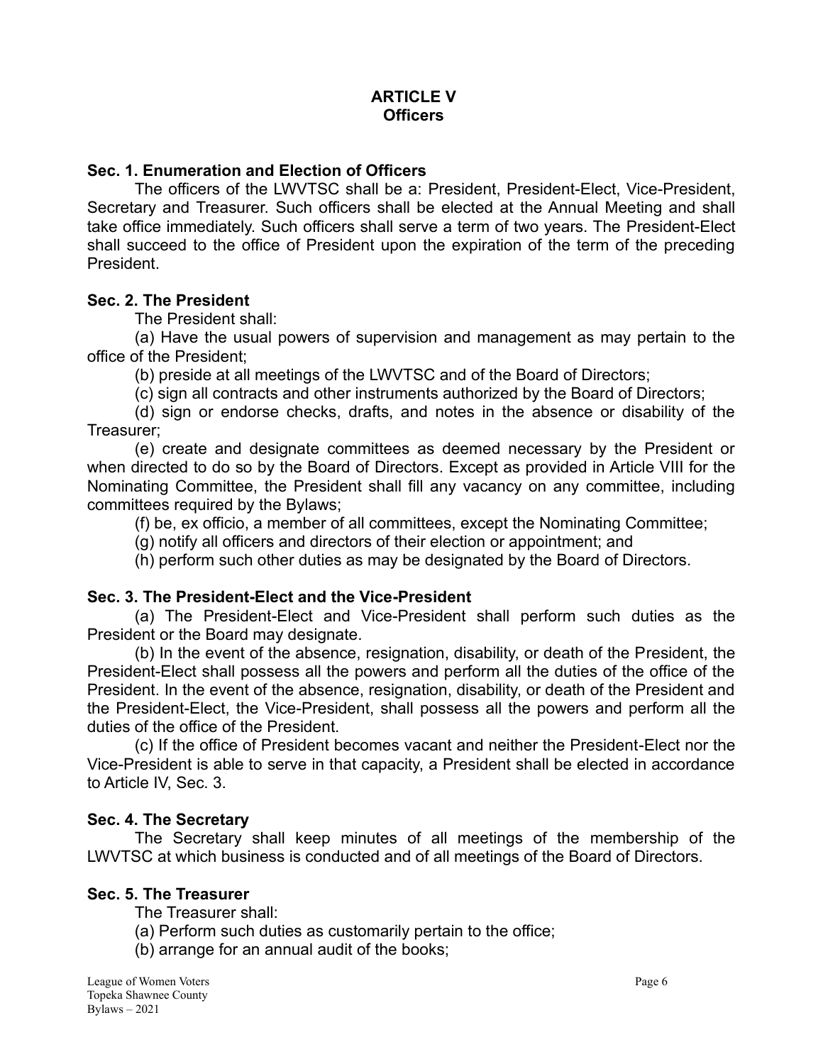## ARTICLE V
## Officers

### Sec. 1. Enumeration and Election of Officers

The officers of the LWVTSC shall be a: President, President-Elect, Vice-President, Secretary and Treasurer. Such officers shall be elected at the Annual Meeting and shall take office immediately. Such officers shall serve a term of two years. The President-Elect shall succeed to the office of President upon the expiration of the term of the preceding President.

### Sec. 2. The President

The President shall:

(a) Have the usual powers of supervision and management as may pertain to the office of the President;

(b) preside at all meetings of the LWVTSC and of the Board of Directors;

(c) sign all contracts and other instruments authorized by the Board of Directors;

(d) sign or endorse checks, drafts, and notes in the absence or disability of the Treasurer;

(e) create and designate committees as deemed necessary by the President or when directed to do so by the Board of Directors. Except as provided in Article VIII for the Nominating Committee, the President shall fill any vacancy on any committee, including committees required by the Bylaws;

(f) be, ex officio, a member of all committees, except the Nominating Committee;

(g) notify all officers and directors of their election or appointment; and

(h) perform such other duties as may be designated by the Board of Directors.

### Sec. 3. The President-Elect and the Vice-President

(a) The President-Elect and Vice-President shall perform such duties as the President or the Board may designate.

(b) In the event of the absence, resignation, disability, or death of the President, the President-Elect shall possess all the powers and perform all the duties of the office of the President. In the event of the absence, resignation, disability, or death of the President and the President-Elect, the Vice-President, shall possess all the powers and perform all the duties of the office of the President.

(c) If the office of President becomes vacant and neither the President-Elect nor the Vice-President is able to serve in that capacity, a President shall be elected in accordance to Article IV, Sec. 3.

### Sec. 4. The Secretary

The Secretary shall keep minutes of all meetings of the membership of the LWVTSC at which business is conducted and of all meetings of the Board of Directors.

### Sec. 5. The Treasurer

The Treasurer shall:

(a) Perform such duties as customarily pertain to the office;

(b) arrange for an annual audit of the books;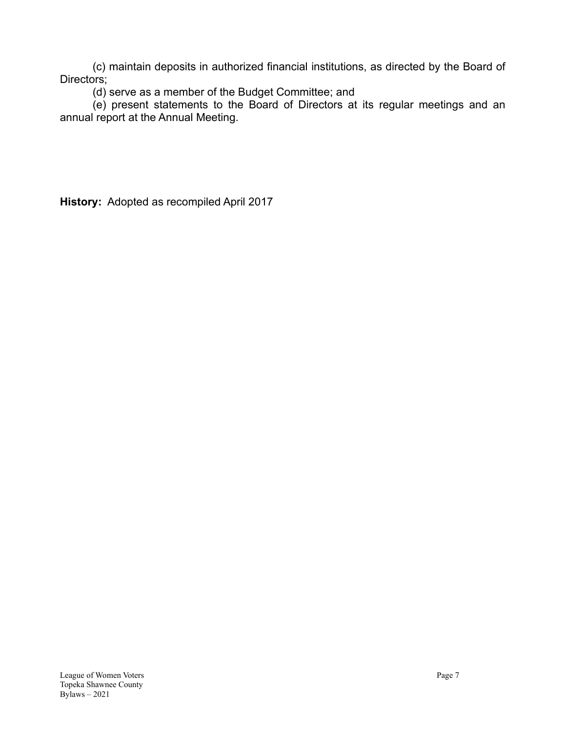(c) maintain deposits in authorized financial institutions, as directed by the Board of Directors;

(d) serve as a member of the Budget Committee; and

(e) present statements to the Board of Directors at its regular meetings and an annual report at the Annual Meeting.

**History:** Adopted as recompiled April 2017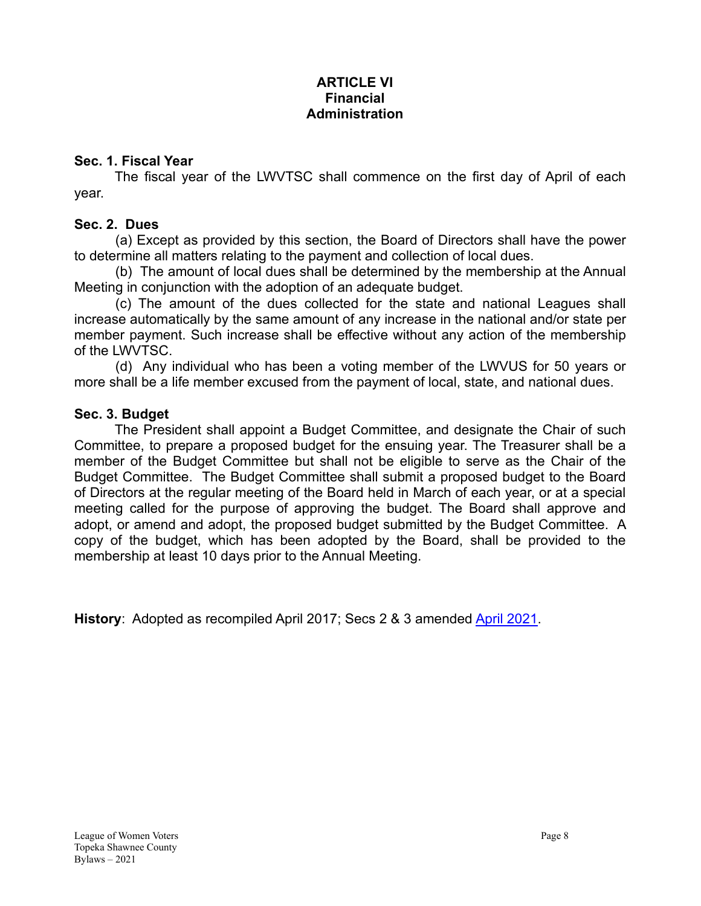# ARTICLE VI
# Financial Administration

### Sec. 1. Fiscal Year

The fiscal year of the LWVTSC shall commence on the first day of April of each year.

### Sec. 2. Dues

(a) Except as provided by this section, the Board of Directors shall have the power to determine all matters relating to the payment and collection of local dues.

(b) The amount of local dues shall be determined by the membership at the Annual Meeting in conjunction with the adoption of an adequate budget.

(c) The amount of the dues collected for the state and national Leagues shall increase automatically by the same amount of any increase in the national and/or state per member payment. Such increase shall be effective without any action of the membership of the LWVTSC.

(d) Any individual who has been a voting member of the LWVUS for 50 years or more shall be a life member excused from the payment of local, state, and national dues.

### Sec. 3. Budget

The President shall appoint a Budget Committee, and designate the Chair of such Committee, to prepare a proposed budget for the ensuing year. The Treasurer shall be a member of the Budget Committee but shall not be eligible to serve as the Chair of the Budget Committee. The Budget Committee shall submit a proposed budget to the Board of Directors at the regular meeting of the Board held in March of each year, or at a special meeting called for the purpose of approving the budget. The Board shall approve and adopt, or amend and adopt, the proposed budget submitted by the Budget Committee. A copy of the budget, which has been adopted by the Board, shall be provided to the membership at least 10 days prior to the Annual Meeting.

**History**: Adopted as recompiled April 2017; Secs 2 & 3 amended April 2021.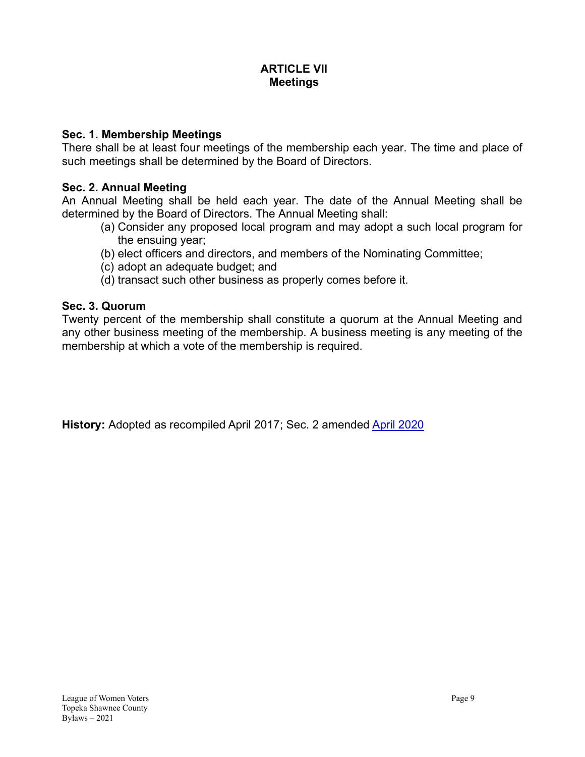# ARTICLE VII
## Meetings

**Sec. 1. Membership Meetings**
There shall be at least four meetings of the membership each year. The time and place of such meetings shall be determined by the Board of Directors.

**Sec. 2. Annual Meeting**
An Annual Meeting shall be held each year. The date of the Annual Meeting shall be determined by the Board of Directors. The Annual Meeting shall:

(a) Consider any proposed local program and may adopt a such local program for the ensuing year;
(b) elect officers and directors, and members of the Nominating Committee;
(c) adopt an adequate budget; and
(d) transact such other business as properly comes before it.

**Sec. 3. Quorum**
Twenty percent of the membership shall constitute a quorum at the Annual Meeting and any other business meeting of the membership. A business meeting is any meeting of the membership at which a vote of the membership is required.

**History:** Adopted as recompiled April 2017; Sec. 2 amended April 2020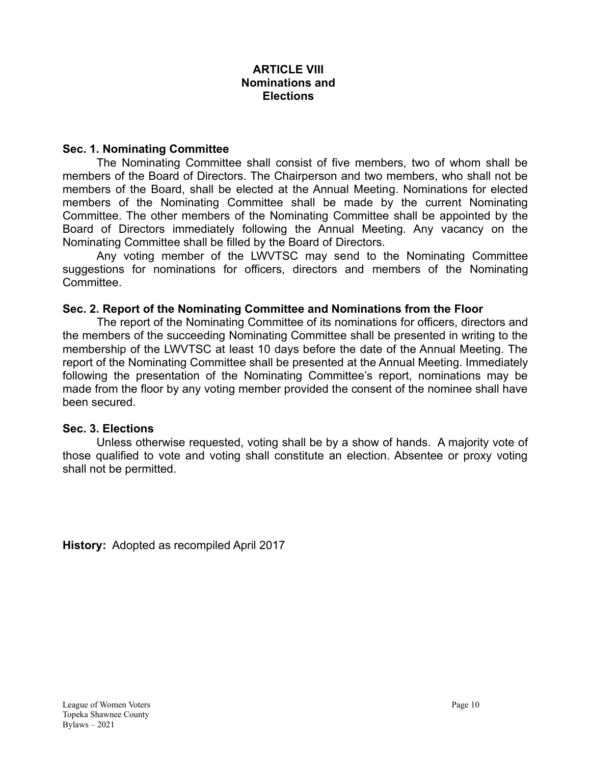# ARTICLE VIII
## Nominations and Elections

### Sec. 1. Nominating Committee

The Nominating Committee shall consist of five members, two of whom shall be members of the Board of Directors. The Chairperson and two members, who shall not be members of the Board, shall be elected at the Annual Meeting. Nominations for elected members of the Nominating Committee shall be made by the current Nominating Committee. The other members of the Nominating Committee shall be appointed by the Board of Directors immediately following the Annual Meeting. Any vacancy on the Nominating Committee shall be filled by the Board of Directors.

Any voting member of the LWVTSC may send to the Nominating Committee suggestions for nominations for officers, directors and members of the Nominating Committee.

### Sec. 2. Report of the Nominating Committee and Nominations from the Floor

The report of the Nominating Committee of its nominations for officers, directors and the members of the succeeding Nominating Committee shall be presented in writing to the membership of the LWVTSC at least 10 days before the date of the Annual Meeting. The report of the Nominating Committee shall be presented at the Annual Meeting. Immediately following the presentation of the Nominating Committee's report, nominations may be made from the floor by any voting member provided the consent of the nominee shall have been secured.

### Sec. 3. Elections

Unless otherwise requested, voting shall be by a show of hands. A majority vote of those qualified to vote and voting shall constitute an election. Absentee or proxy voting shall not be permitted.

**History:** Adopted as recompiled April 2017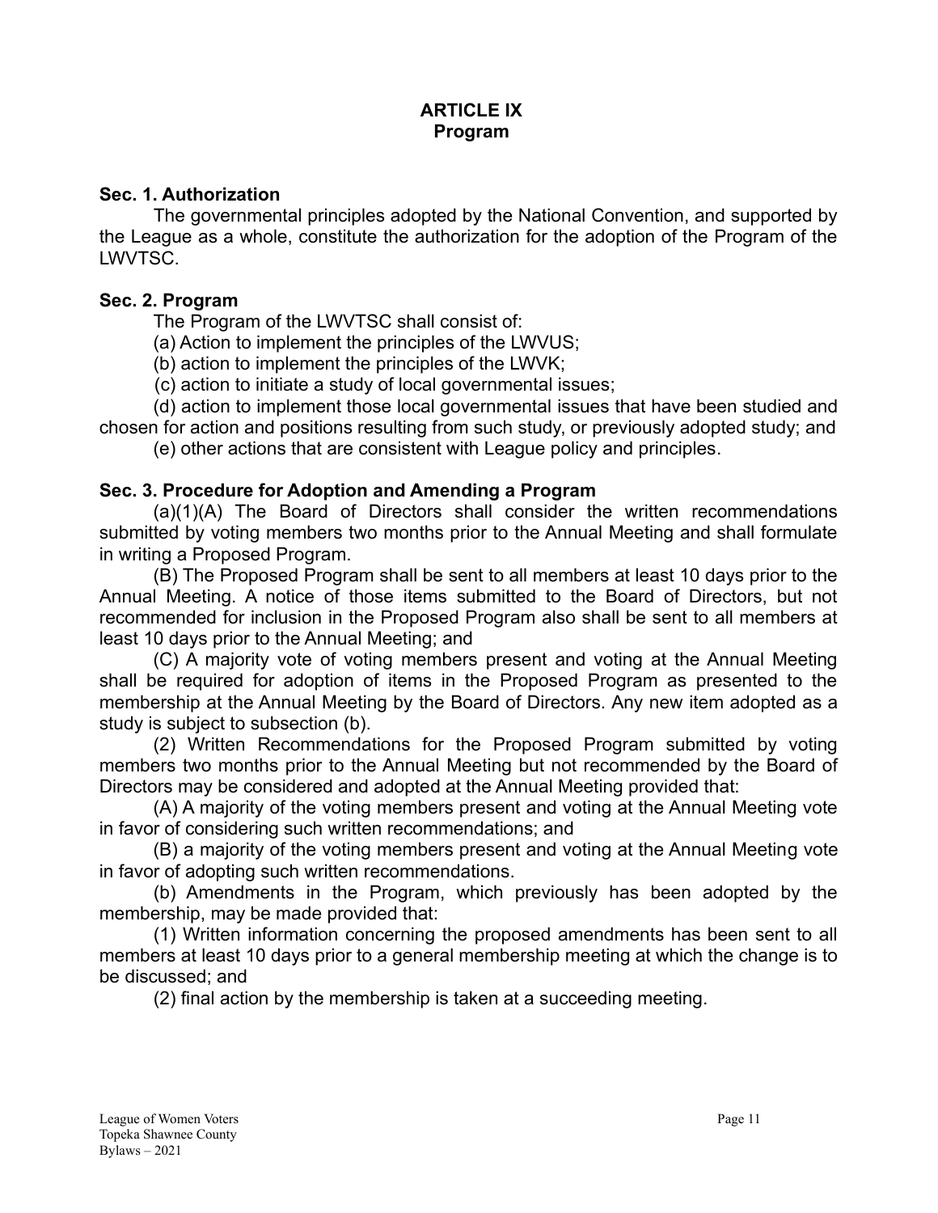## ARTICLE IX
## Program

### Sec. 1. Authorization

The governmental principles adopted by the National Convention, and supported by the League as a whole, constitute the authorization for the adoption of the Program of the LWVTSC.

### Sec. 2. Program

The Program of the LWVTSC shall consist of:

(a) Action to implement the principles of the LWVUS;

(b) action to implement the principles of the LWVK;

(c) action to initiate a study of local governmental issues;

(d) action to implement those local governmental issues that have been studied and chosen for action and positions resulting from such study, or previously adopted study; and

(e) other actions that are consistent with League policy and principles.

### Sec. 3. Procedure for Adoption and Amending a Program

(a)(1)(A) The Board of Directors shall consider the written recommendations submitted by voting members two months prior to the Annual Meeting and shall formulate in writing a Proposed Program.

(B) The Proposed Program shall be sent to all members at least 10 days prior to the Annual Meeting. A notice of those items submitted to the Board of Directors, but not recommended for inclusion in the Proposed Program also shall be sent to all members at least 10 days prior to the Annual Meeting; and

(C) A majority vote of voting members present and voting at the Annual Meeting shall be required for adoption of items in the Proposed Program as presented to the membership at the Annual Meeting by the Board of Directors. Any new item adopted as a study is subject to subsection (b).

(2) Written Recommendations for the Proposed Program submitted by voting members two months prior to the Annual Meeting but not recommended by the Board of Directors may be considered and adopted at the Annual Meeting provided that:

(A) A majority of the voting members present and voting at the Annual Meeting vote in favor of considering such written recommendations; and

(B) a majority of the voting members present and voting at the Annual Meeting vote in favor of adopting such written recommendations.

(b) Amendments in the Program, which previously has been adopted by the membership, may be made provided that:

(1) Written information concerning the proposed amendments has been sent to all members at least 10 days prior to a general membership meeting at which the change is to be discussed; and

(2) final action by the membership is taken at a succeeding meeting.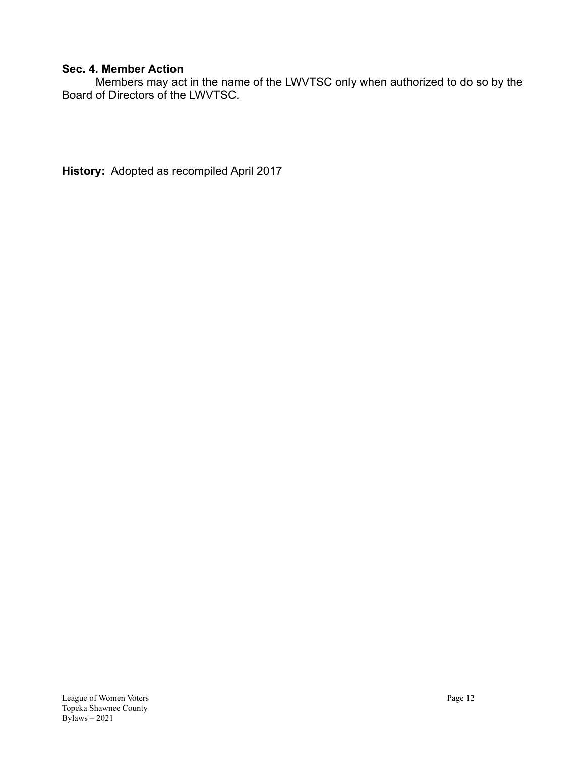### Sec. 4. Member Action

Members may act in the name of the LWVTSC only when authorized to do so by the Board of Directors of the LWVTSC.

**History:** Adopted as recompiled April 2017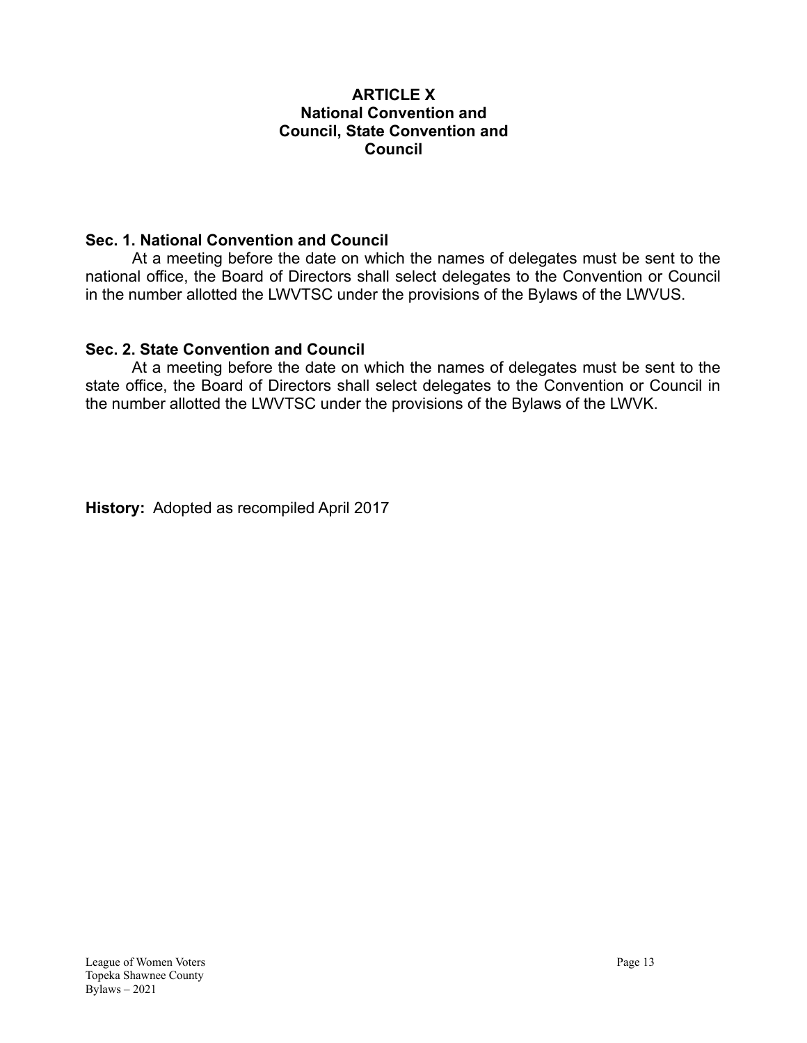# ARTICLE X
# National Convention and Council, State Convention and Council

### Sec. 1. National Convention and Council

At a meeting before the date on which the names of delegates must be sent to the national office, the Board of Directors shall select delegates to the Convention or Council in the number allotted the LWVTSC under the provisions of the Bylaws of the LWVUS.

### Sec. 2. State Convention and Council

At a meeting before the date on which the names of delegates must be sent to the state office, the Board of Directors shall select delegates to the Convention or Council in the number allotted the LWVTSC under the provisions of the Bylaws of the LWVK.

**History:** Adopted as recompiled April 2017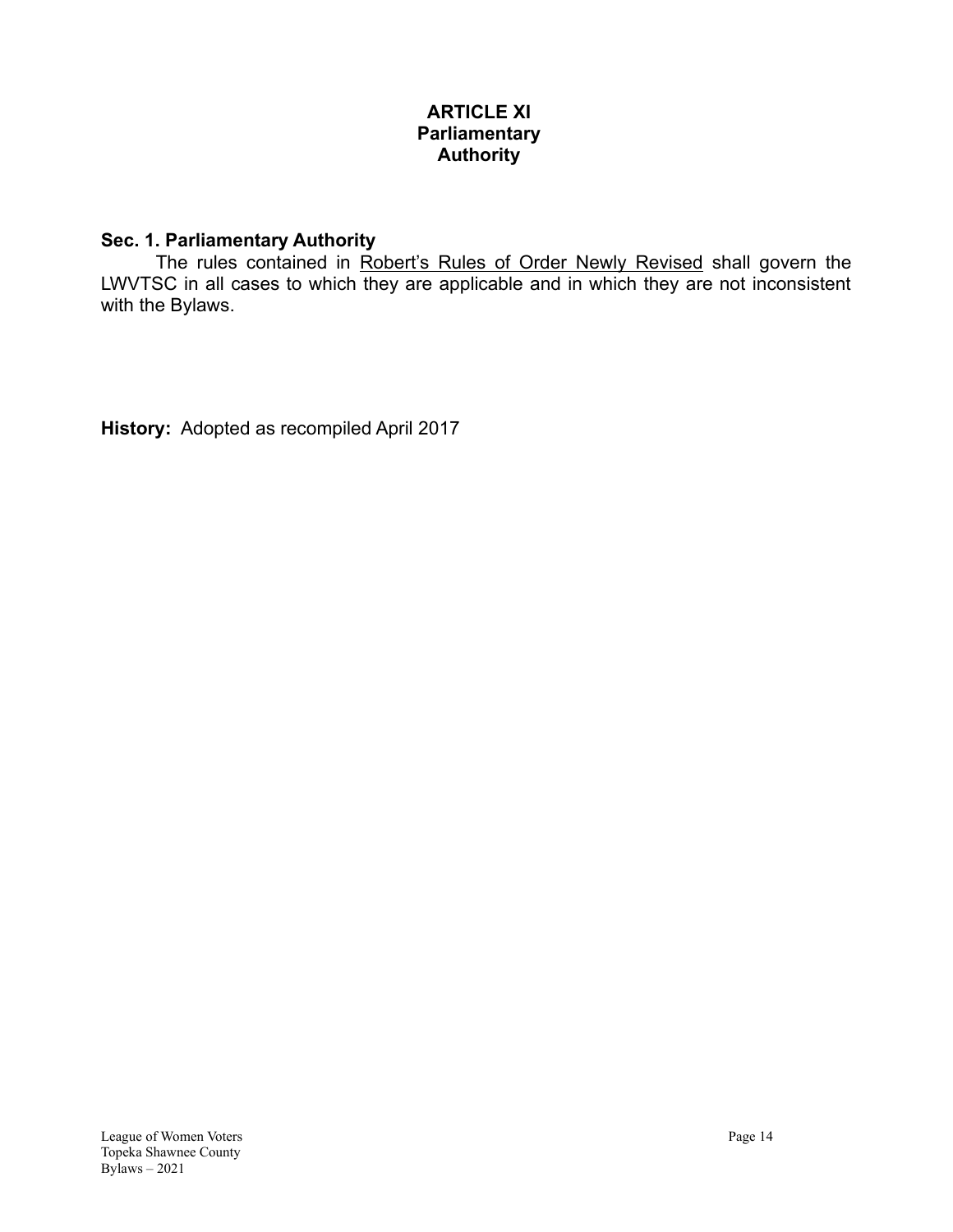# ARTICLE XI
# Parliamentary Authority

## Sec. 1. Parliamentary Authority

The rules contained in Robert's Rules of Order Newly Revised shall govern the LWVTSC in all cases to which they are applicable and in which they are not inconsistent with the Bylaws.

**History:** Adopted as recompiled April 2017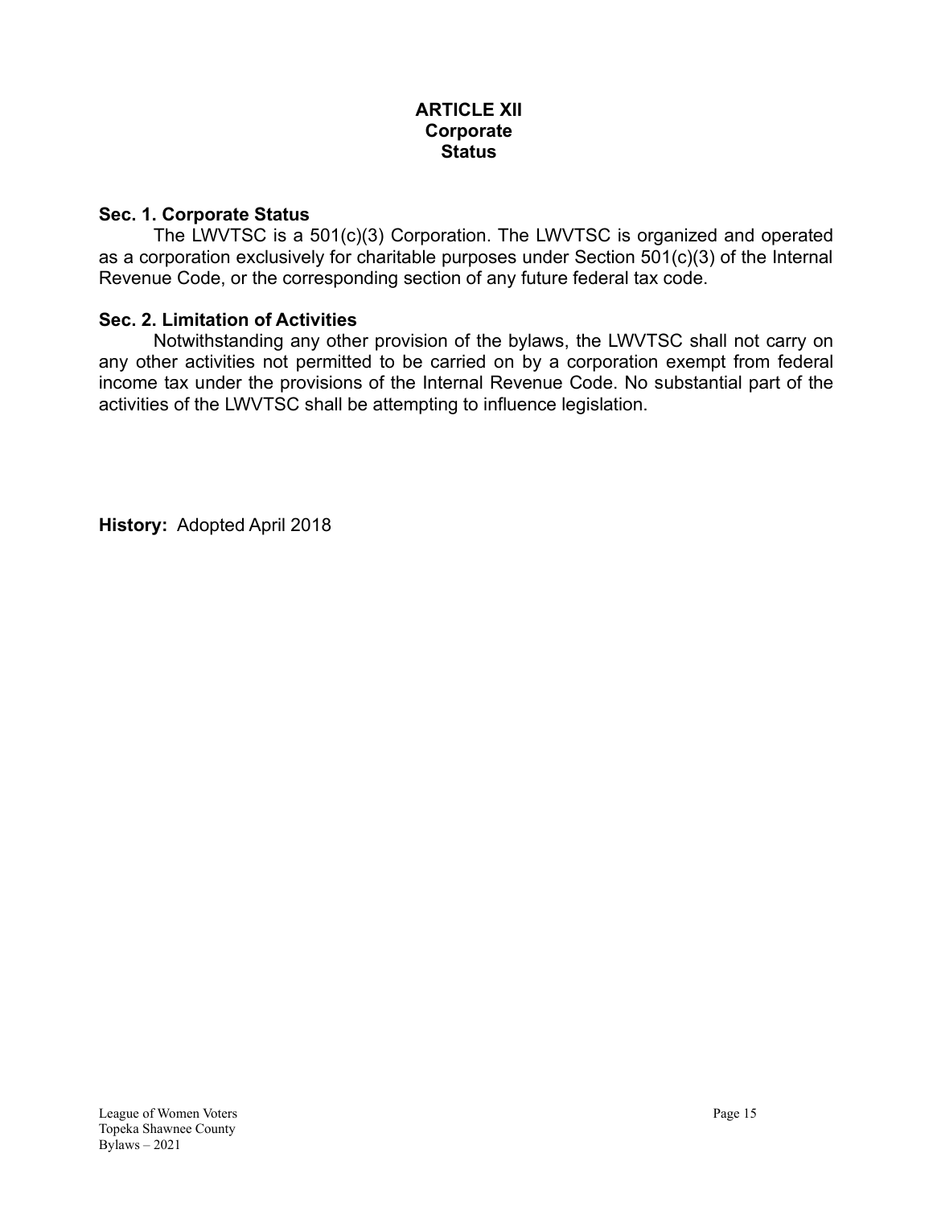# ARTICLE XII
# Corporate Status

### Sec. 1. Corporate Status

The LWVTSC is a 501(c)(3) Corporation. The LWVTSC is organized and operated as a corporation exclusively for charitable purposes under Section 501(c)(3) of the Internal Revenue Code, or the corresponding section of any future federal tax code.

### Sec. 2. Limitation of Activities

Notwithstanding any other provision of the bylaws, the LWVTSC shall not carry on any other activities not permitted to be carried on by a corporation exempt from federal income tax under the provisions of the Internal Revenue Code. No substantial part of the activities of the LWVTSC shall be attempting to influence legislation.

**History:** Adopted April 2018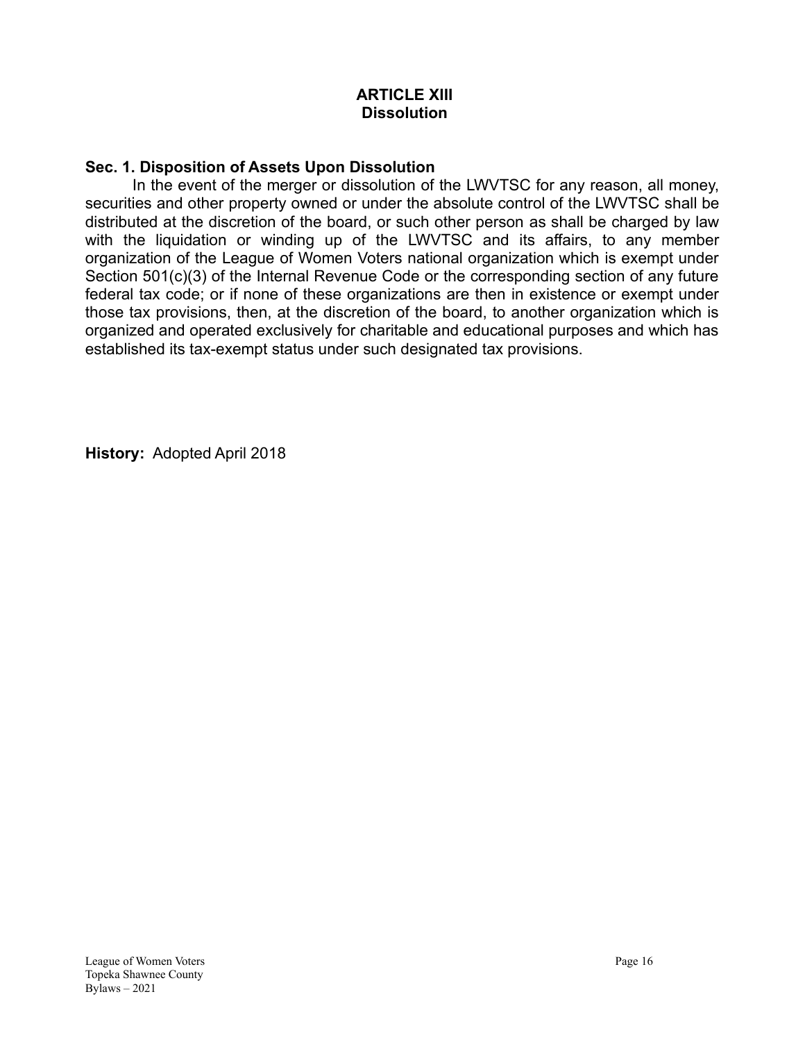## ARTICLE XIII
## Dissolution

### Sec. 1. Disposition of Assets Upon Dissolution

In the event of the merger or dissolution of the LWVTSC for any reason, all money, securities and other property owned or under the absolute control of the LWVTSC shall be distributed at the discretion of the board, or such other person as shall be charged by law with the liquidation or winding up of the LWVTSC and its affairs, to any member organization of the League of Women Voters national organization which is exempt under Section 501(c)(3) of the Internal Revenue Code or the corresponding section of any future federal tax code; or if none of these organizations are then in existence or exempt under those tax provisions, then, at the discretion of the board, to another organization which is organized and operated exclusively for charitable and educational purposes and which has established its tax-exempt status under such designated tax provisions.

**History:** Adopted April 2018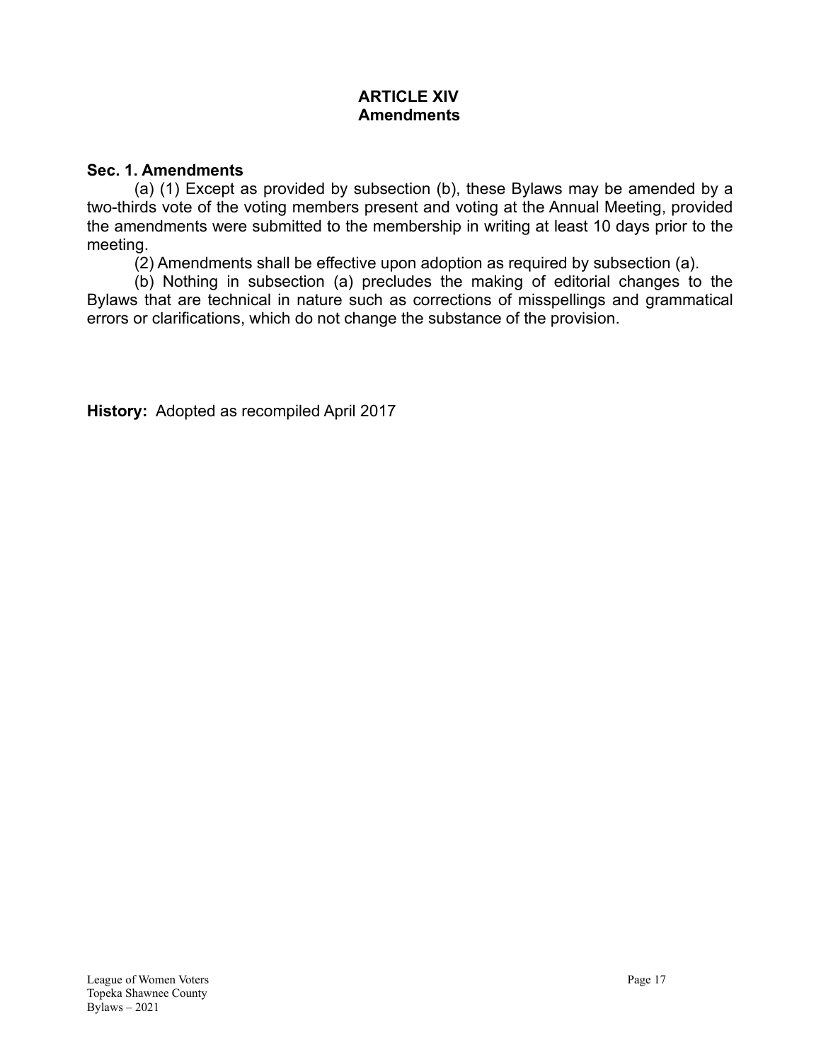## ARTICLE XIV
## Amendments

### Sec. 1. Amendments

(a) (1) Except as provided by subsection (b), these Bylaws may be amended by a two-thirds vote of the voting members present and voting at the Annual Meeting, provided the amendments were submitted to the membership in writing at least 10 days prior to the meeting.

(2) Amendments shall be effective upon adoption as required by subsection (a).

(b) Nothing in subsection (a) precludes the making of editorial changes to the Bylaws that are technical in nature such as corrections of misspellings and grammatical errors or clarifications, which do not change the substance of the provision.

**History:** Adopted as recompiled April 2017